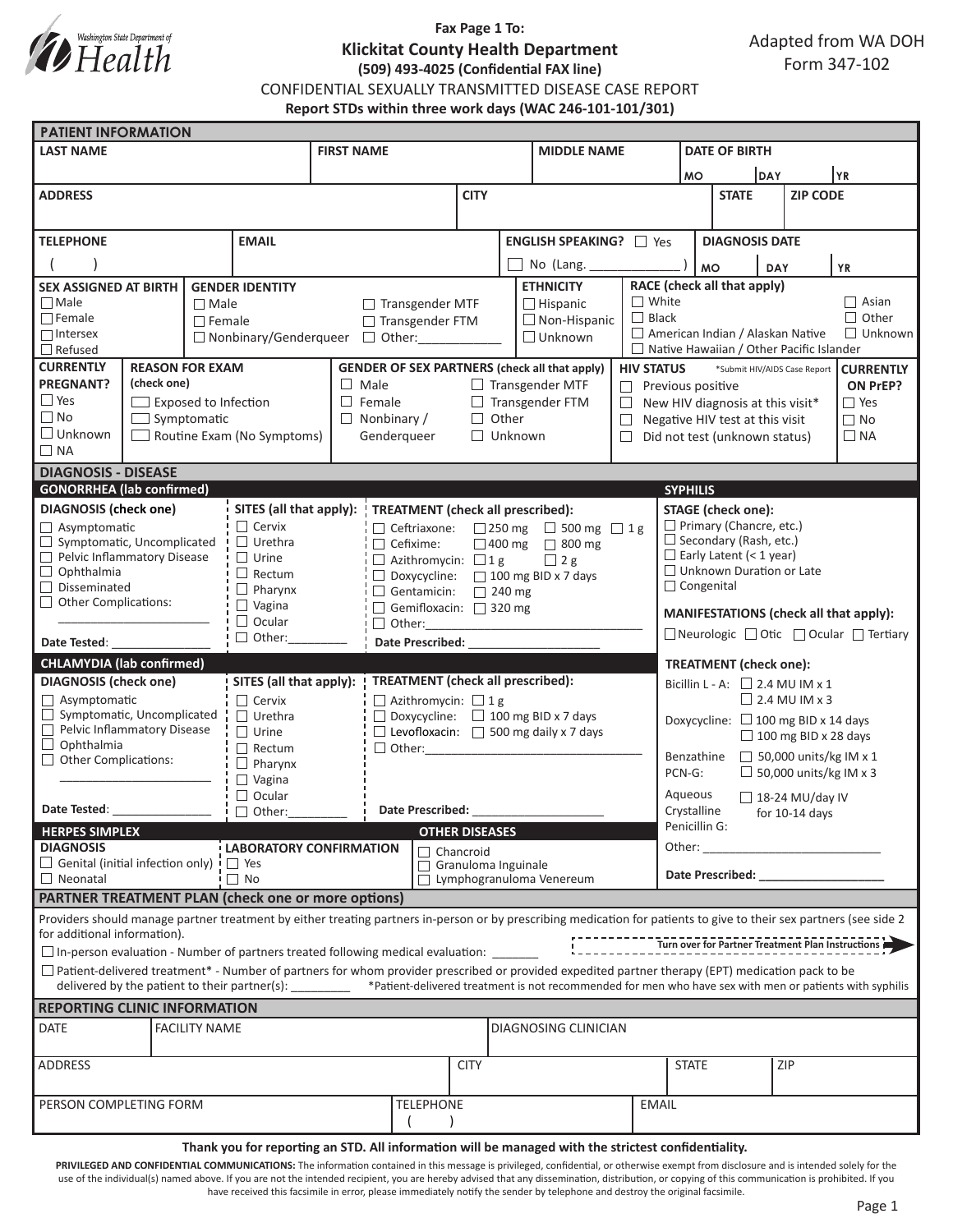Washington State Department of Health

**Fax Page 1 To:**

## Klickitat County Health Department

**(509) 493-4025 (Confidential FAX line)**

Adapted from WA DOH Form 347-102

CONFIDENTIAL SEXUALLY TRANSMITTED DISEASE CASE REPORT

**Report STDs within three work days (WAC 246-101-101/301)**

### PATIENT INFORMATION

| LAST NAME | FIRST NAME | MIDDLE NAME | DATE OF BIRTH (MO / DAY / YR) |
|---|---|---|---|
| | | | |

| ADDRESS | CITY | STATE | ZIP CODE |
|---|---|---|---|
| | | | |

| TELEPHONE | EMAIL | ENGLISH SPEAKING? | DIAGNOSIS DATE (MO / DAY / YR) |
|---|---|---|---|
| (   ) | | ☐ Yes ☐ No (Lang. ____________ ) | |

**SEX ASSIGNED AT BIRTH**
- ☐ Male
- ☐ Female
- ☐ Intersex
- ☐ Refused

**GENDER IDENTITY**
- ☐ Male
- ☐ Female
- ☐ Nonbinary/Genderqueer
- ☐ Transgender MTF
- ☐ Transgender FTM
- ☐ Other:____________

**ETHNICITY**
- ☐ Hispanic
- ☐ Non-Hispanic
- ☐ Unknown

**RACE (check all that apply)**
- ☐ White
- ☐ Black
- ☐ American Indian / Alaskan Native
- ☐ Native Hawaiian / Other Pacific Islander
- ☐ Asian
- ☐ Other
- ☐ Unknown

**CURRENTLY PREGNANT?**
- ☐ Yes
- ☐ No
- ☐ Unknown
- ☐ NA

**REASON FOR EXAM (check one)**
- ☐ Exposed to Infection
- ☐ Symptomatic
- ☐ Routine Exam (No Symptoms)

**GENDER OF SEX PARTNERS (check all that apply)**
- ☐ Male
- ☐ Female
- ☐ Nonbinary / Genderqueer
- ☐ Transgender MTF
- ☐ Transgender FTM
- ☐ Other
- ☐ Unknown

**HIV STATUS** *Submit HIV/AIDS Case Report
- ☐ Previous positive
- ☐ New HIV diagnosis at this visit*
- ☐ Negative HIV test at this visit
- ☐ Did not test (unknown status)

**CURRENTLY ON PrEP?**
- ☐ Yes
- ☐ No
- ☐ NA

### DIAGNOSIS - DISEASE

#### GONORRHEA (lab confirmed)

**DIAGNOSIS (check one)**
- ☐ Asymptomatic
- ☐ Symptomatic, Uncomplicated
- ☐ Pelvic Inflammatory Disease
- ☐ Ophthalmia
- ☐ Disseminated
- ☐ Other Complications: ____________________

Date Tested: ______________

**SITES (all that apply):**
- ☐ Cervix
- ☐ Urethra
- ☐ Urine
- ☐ Rectum
- ☐ Pharynx
- ☐ Vagina
- ☐ Ocular
- ☐ Other:________

**TREATMENT (check all prescribed):**
- ☐ Ceftriaxone: ☐ 250 mg ☐ 500 mg ☐ 1 g
- ☐ Cefixime: ☐ 400 mg ☐ 800 mg
- ☐ Azithromycin: ☐ 1 g ☐ 2 g
- ☐ Doxycycline: ☐ 100 mg BID x 7 days
- ☐ Gentamicin: ☐ 240 mg
- ☐ Gemifloxacin: ☐ 320 mg
- ☐ Other:________________________________

Date Prescribed: ____________________

#### CHLAMYDIA (lab confirmed)

**DIAGNOSIS (check one)**
- ☐ Asymptomatic
- ☐ Symptomatic, Uncomplicated
- ☐ Pelvic Inflammatory Disease
- ☐ Ophthalmia
- ☐ Other Complications: ____________________

Date Tested: ______________

**SITES (all that apply):**
- ☐ Cervix
- ☐ Urethra
- ☐ Urine
- ☐ Rectum
- ☐ Pharynx
- ☐ Vagina
- ☐ Ocular
- ☐ Other:________

**TREATMENT (check all prescribed):**
- ☐ Azithromycin: ☐ 1 g
- ☐ Doxycycline: ☐ 100 mg BID x 7 days
- ☐ Levofloxacin: ☐ 500 mg daily x 7 days
- ☐ Other:________________________________

Date Prescribed: ____________________

#### HERPES SIMPLEX

**DIAGNOSIS**
- ☐ Genital (initial infection only)
- ☐ Neonatal

**LABORATORY CONFIRMATION**
- ☐ Yes
- ☐ No

#### OTHER DISEASES
- ☐ Chancroid
- ☐ Granuloma Inguinale
- ☐ Lymphogranuloma Venereum

#### SYPHILIS

**STAGE (check one):**
- ☐ Primary (Chancre, etc.)
- ☐ Secondary (Rash, etc.)
- ☐ Early Latent (< 1 year)
- ☐ Unknown Duration or Late
- ☐ Congenital

**MANIFESTATIONS (check all that apply):**
☐ Neurologic ☐ Otic ☐ Ocular ☐ Tertiary

**TREATMENT (check one):**
- Bicillin L - A: ☐ 2.4 MU IM x 1 ☐ 2.4 MU IM x 3
- Doxycycline: ☐ 100 mg BID x 14 days ☐ 100 mg BID x 28 days
- Benzathine PCN-G: ☐ 50,000 units/kg IM x 1 ☐ 50,000 units/kg IM x 3
- Aqueous Crystalline Penicillin G: ☐ 18-24 MU/day IV for 10-14 days
- Other: __________________________

Date Prescribed: __________________

### PARTNER TREATMENT PLAN (check one or more options)

Providers should manage partner treatment by either treating partners in-person or by prescribing medication for patients to give to their sex partners (see side 2 for additional information).

**Turn over for Partner Treatment Plan Instructions**

☐ In-person evaluation - Number of partners treated following medical evaluation: _______

☐ Patient-delivered treatment* - Number of partners for whom provider prescribed or provided expedited partner therapy (EPT) medication pack to be delivered by the patient to their partner(s): ________ *Patient-delivered treatment is not recommended for men who have sex with men or patients with syphilis

### REPORTING CLINIC INFORMATION

| DATE | FACILITY NAME | DIAGNOSING CLINICIAN |
|---|---|---|
| | | |

| ADDRESS | CITY | STATE | ZIP |
|---|---|---|---|
| | | | |

| PERSON COMPLETING FORM | TELEPHONE | EMAIL |
|---|---|---|
| | (   ) | |

**Thank you for reporting an STD. All information will be managed with the strictest confidentiality.**

**PRIVILEGED AND CONFIDENTIAL COMMUNICATIONS:** The information contained in this message is privileged, confidential, or otherwise exempt from disclosure and is intended solely for the use of the individual(s) named above. If you are not the intended recipient, you are hereby advised that any dissemination, distribution, or copying of this communication is prohibited. If you have received this facsimile in error, please immediately notify the sender by telephone and destroy the original facsimile.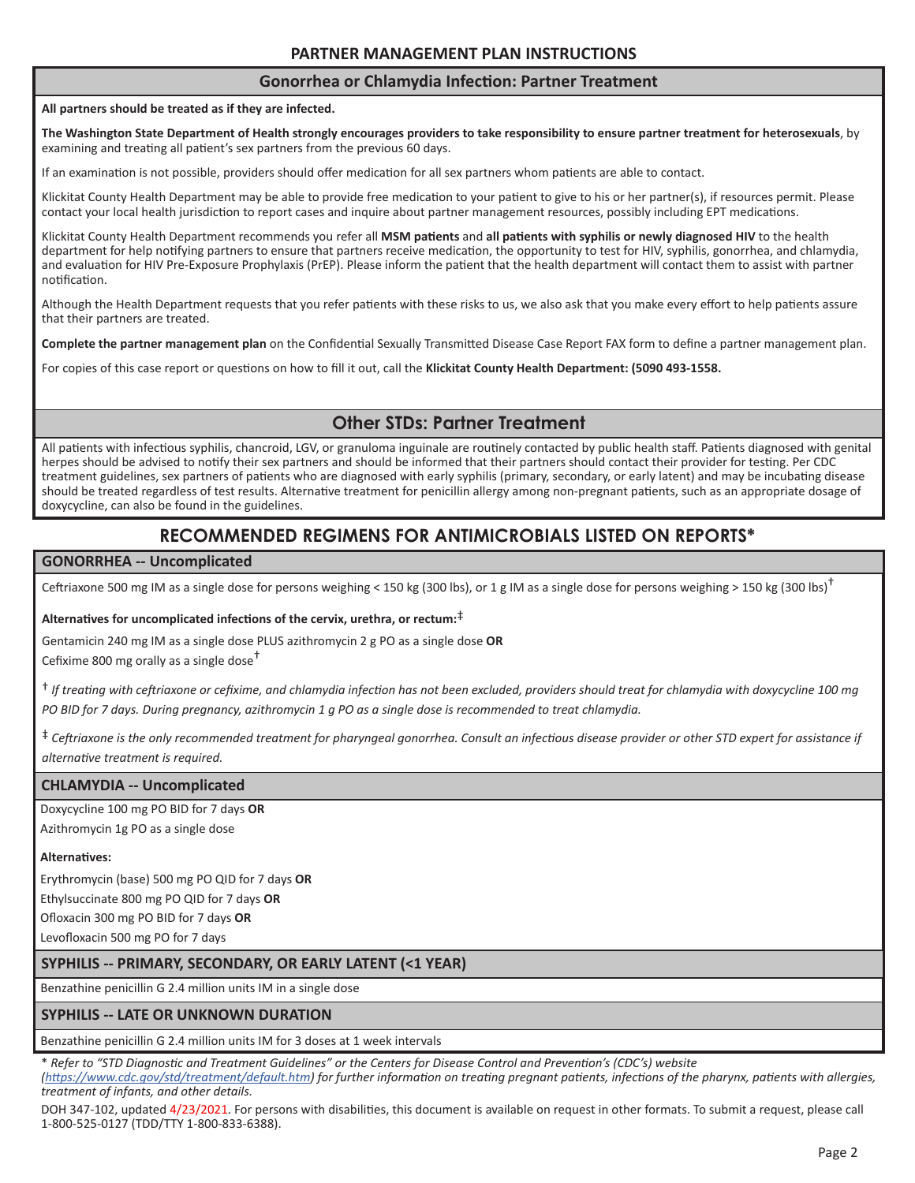# PARTNER MANAGEMENT PLAN INSTRUCTIONS

## Gonorrhea or Chlamydia Infection: Partner Treatment

**All partners should be treated as if they are infected.**

**The Washington State Department of Health strongly encourages providers to take responsibility to ensure partner treatment for heterosexuals**, by examining and treating all patient's sex partners from the previous 60 days.

If an examination is not possible, providers should offer medication for all sex partners whom patients are able to contact.

Klickitat County Health Department may be able to provide free medication to your patient to give to his or her partner(s), if resources permit. Please contact your local health jurisdiction to report cases and inquire about partner management resources, possibly including EPT medications.

Klickitat County Health Department recommends you refer all **MSM patients** and **all patients with syphilis or newly diagnosed HIV** to the health department for help notifying partners to ensure that partners receive medication, the opportunity to test for HIV, syphilis, gonorrhea, and chlamydia, and evaluation for HIV Pre-Exposure Prophylaxis (PrEP). Please inform the patient that the health department will contact them to assist with partner notification.

Although the Health Department requests that you refer patients with these risks to us, we also ask that you make every effort to help patients assure that their partners are treated.

**Complete the partner management plan** on the Confidential Sexually Transmitted Disease Case Report FAX form to define a partner management plan.

For copies of this case report or questions on how to fill it out, call the **Klickitat County Health Department: (5090 493-1558.**

## Other STDs: Partner Treatment

All patients with infectious syphilis, chancroid, LGV, or granuloma inguinale are routinely contacted by public health staff. Patients diagnosed with genital herpes should be advised to notify their sex partners and should be informed that their partners should contact their provider for testing. Per CDC treatment guidelines, sex partners of patients who are diagnosed with early syphilis (primary, secondary, or early latent) and may be incubating disease should be treated regardless of test results. Alternative treatment for penicillin allergy among non-pregnant patients, such as an appropriate dosage of doxycycline, can also be found in the guidelines.

# RECOMMENDED REGIMENS FOR ANTIMICROBIALS LISTED ON REPORTS*

## GONORRHEA -- Uncomplicated

Ceftriaxone 500 mg IM as a single dose for persons weighing < 150 kg (300 lbs), or 1 g IM as a single dose for persons weighing > 150 kg (300 lbs)†

**Alternatives for uncomplicated infections of the cervix, urethra, or rectum:‡**

Gentamicin 240 mg IM as a single dose PLUS azithromycin 2 g PO as a single dose **OR**
Cefixime 800 mg orally as a single dose†

† *If treating with ceftriaxone or cefixime, and chlamydia infection has not been excluded, providers should treat for chlamydia with doxycycline 100 mg PO BID for 7 days. During pregnancy, azithromycin 1 g PO as a single dose is recommended to treat chlamydia.*

‡ *Ceftriaxone is the only recommended treatment for pharyngeal gonorrhea. Consult an infectious disease provider or other STD expert for assistance if alternative treatment is required.*

## CHLAMYDIA -- Uncomplicated

Doxycycline 100 mg PO BID for 7 days **OR**
Azithromycin 1g PO as a single dose

**Alternatives:**

Erythromycin (base) 500 mg PO QID for 7 days **OR**
Ethylsuccinate 800 mg PO QID for 7 days **OR**
Ofloxacin 300 mg PO BID for 7 days **OR**
Levofloxacin 500 mg PO for 7 days

## SYPHILIS -- PRIMARY, SECONDARY, OR EARLY LATENT (<1 YEAR)

Benzathine penicillin G 2.4 million units IM in a single dose

## SYPHILIS -- LATE OR UNKNOWN DURATION

Benzathine penicillin G 2.4 million units IM for 3 doses at 1 week intervals

\* *Refer to "STD Diagnostic and Treatment Guidelines" or the Centers for Disease Control and Prevention's (CDC's) website (https://www.cdc.gov/std/treatment/default.htm) for further information on treating pregnant patients, infections of the pharynx, patients with allergies, treatment of infants, and other details.*

DOH 347-102, updated 4/23/2021. For persons with disabilities, this document is available on request in other formats. To submit a request, please call 1-800-525-0127 (TDD/TTY 1-800-833-6388).